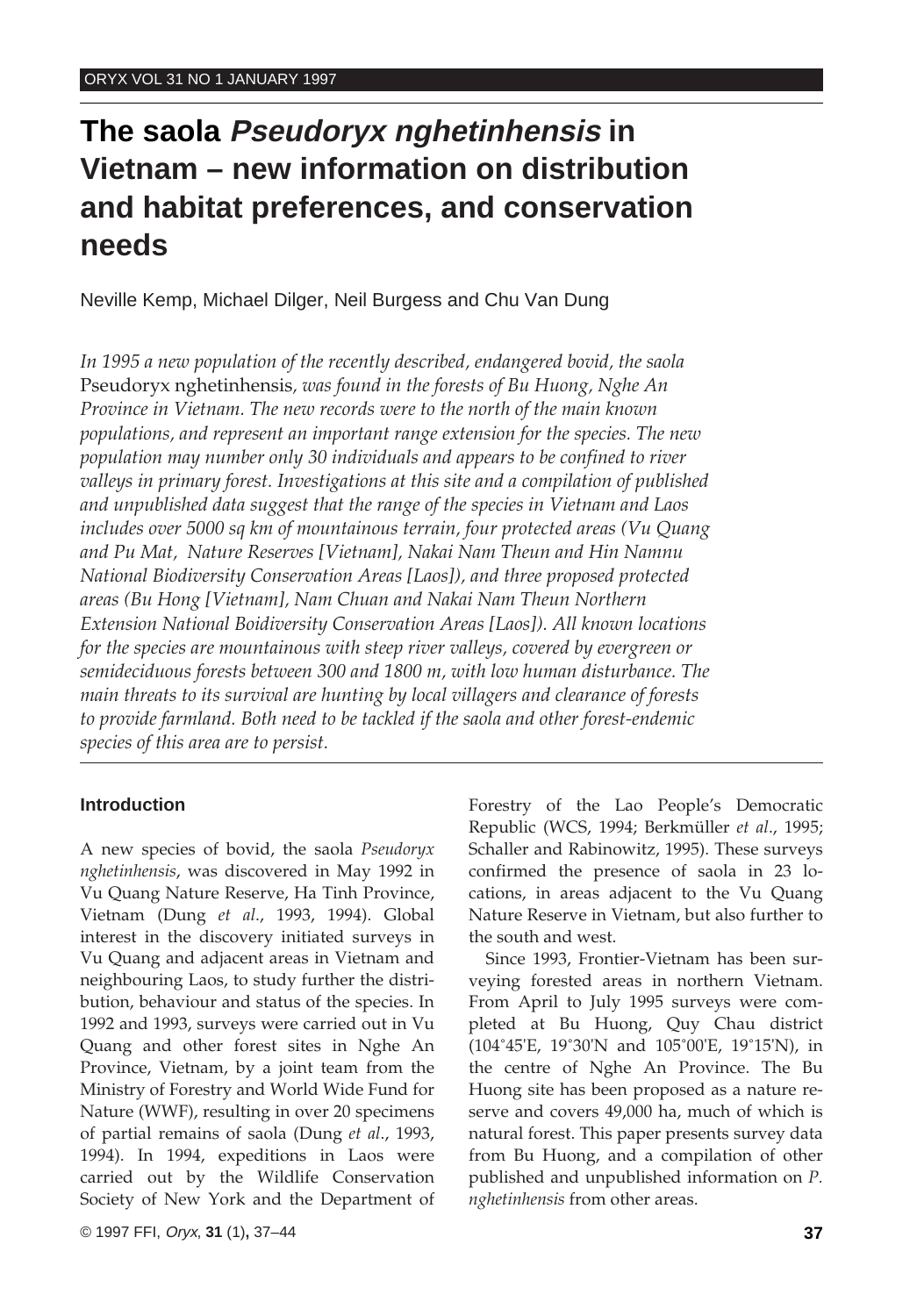# The saola *Pseudoryx nghetinhensis* in Vietnam – new information on distribution and habitat preferences, and conservation needs

Neville Kemp, Michael Dilger, Neil Burgess and Chu Van Dung

*In 1995 a new population of the recently described, endangered bovid, the saola* Pseudoryx nghetinhensis*, was found in the forests of Bu Huong, Nghe An Province in Vietnam. The new records were to the north of the main known populations, and represent an important range extension for the species. The new population may number only 30 individuals and appears to be confined to river valleys in primary forest. Investigations at this site and a compilation of published and unpublished data suggest that the range of the species in Vietnam and Laos includes over 5000 sq km of mountainous terrain, four protected areas (Vu Quang and Pu Mat, Nature Reserves [Vietnam], Nakai Nam Theun and Hin Namnu National Biodiversity Conservation Areas [Laos]), and three proposed protected areas (Bu Hong [Vietnam], Nam Chuan and Nakai Nam Theun Northern Extension National Boidiversity Conservation Areas [Laos]). All known locations for the species are mountainous with steep river valleys, covered by evergreen or semideciduous forests between 300 and 1800 m, with low human disturbance. The main threats to its survival are hunting by local villagers and clearance of forests to provide farmland. Both need to be tackled if the saola and other forest-endemic species of this area are to persist.*

## Introduction

A new species of bovid, the saola *Pseudoryx nghetinhensis*, was discovered in May 1992 in Vu Quang Nature Reserve, Ha Tinh Province, Vietnam (Dung *et al*., 1993, 1994). Global interest in the discovery initiated surveys in Vu Quang and adjacent areas in Vietnam and neighbouring Laos, to study further the distribution, behaviour and status of the species. In 1992 and 1993, surveys were carried out in Vu Quang and other forest sites in Nghe An Province, Vietnam, by a joint team from the Ministry of Forestry and World Wide Fund for Nature (WWF), resulting in over 20 specimens of partial remains of saola (Dung *et al*., 1993, 1994). In 1994, expeditions in Laos were carried out by the Wildlife Conservation Society of New York and the Department of Forestry of the Lao People's Democratic Republic (WCS, 1994; Berkmüller *et al*., 1995; Schaller and Rabinowitz, 1995). These surveys confirmed the presence of saola in 23 locations, in areas adjacent to the Vu Quang Nature Reserve in Vietnam, but also further to the south and west.

Since 1993, Frontier-Vietnam has been surveying forested areas in northern Vietnam. From April to July 1995 surveys were completed at Bu Huong, Quy Chau district (104°45'E, 19°30'N and 105°00'E, 19°15'N), in the centre of Nghe An Province. The Bu Huong site has been proposed as a nature reserve and covers 49,000 ha, much of which is natural forest. This paper presents survey data from Bu Huong, and a compilation of other published and unpublished information on *P. nghetinhensis* from other areas.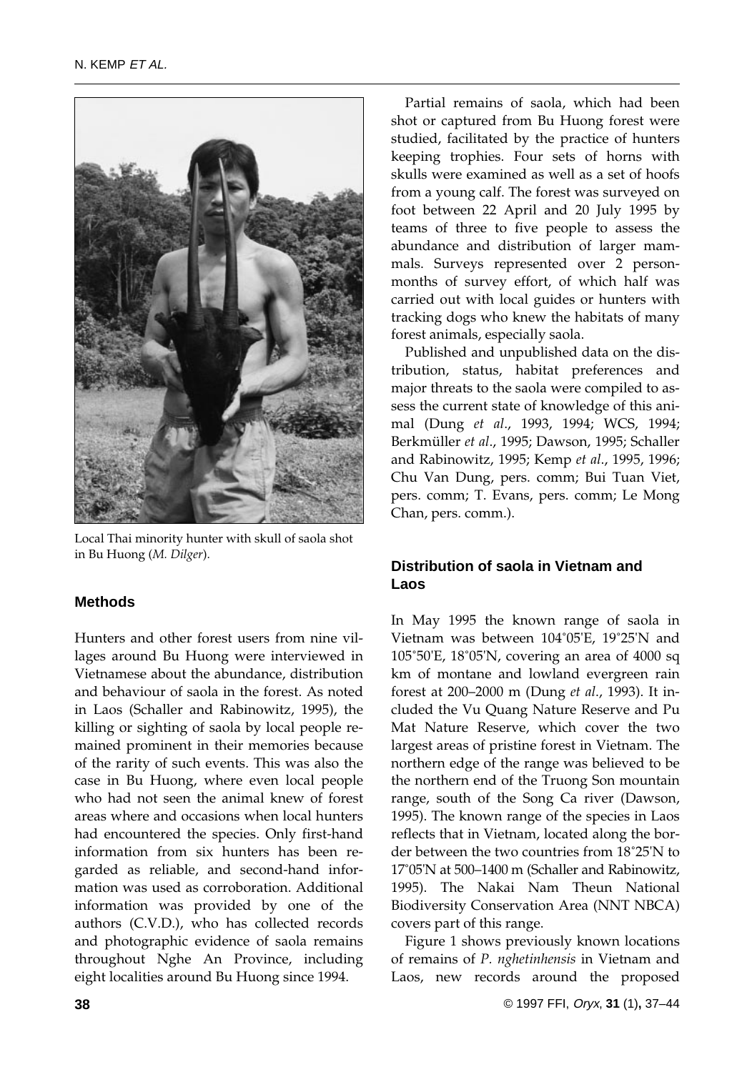Local Thai minority hunter with skull of saola shot in Bu Huong (*M. Dilger*).

## Methods

Hunters and other forest users from nine villages around Bu Huong were interviewed in Vietnamese about the abundance, distribution and behaviour of saola in the forest. As noted in Laos (Schaller and Rabinowitz, 1995), the killing or sighting of saola by local people remained prominent in their memories because of the rarity of such events. This was also the case in Bu Huong, where even local people who had not seen the animal knew of forest areas where and occasions when local hunters had encountered the species. Only first-hand information from six hunters has been regarded as reliable, and second-hand information was used as corroboration. Additional information was provided by one of the authors (C.V.D.), who has collected records and photographic evidence of saola remains throughout Nghe An Province, including eight localities around Bu Huong since 1994.

Partial remains of saola, which had been shot or captured from Bu Huong forest were studied, facilitated by the practice of hunters keeping trophies. Four sets of horns with skulls were examined as well as a set of hoofs from a young calf. The forest was surveyed on foot between 22 April and 20 July 1995 by teams of three to five people to assess the abundance and distribution of larger mammals. Surveys represented over 2 person-months of survey effort, of which half was carried out with local guides or hunters with tracking dogs who knew the habitats of many forest animals, especially saola.

Published and unpublished data on the distribution, status, habitat preferences and major threats to the saola were compiled to assess the current state of knowledge of this animal (Dung *et al*., 1993, 1994; WCS, 1994; Berkmüller *et al*., 1995; Dawson, 1995; Schaller and Rabinowitz, 1995; Kemp *et al*., 1995, 1996; Chu Van Dung, pers. comm; Bui Tuan Viet, pers. comm; T. Evans, pers. comm; Le Mong Chan, pers. comm.).

## Distribution of saola in Vietnam and Laos

In May 1995 the known range of saola in Vietnam was between 104°05'E, 19°25'N and 105°50'E, 18°05'N, covering an area of 4000 sq km of montane and lowland evergreen rain forest at 200–2000 m (Dung *et al*., 1993). It included the Vu Quang Nature Reserve and Pu Mat Nature Reserve, which cover the two largest areas of pristine forest in Vietnam. The northern edge of the range was believed to be the northern end of the Truong Son mountain range, south of the Song Ca river (Dawson, 1995). The known range of the species in Laos reflects that in Vietnam, located along the border between the two countries from 18°25'N to 17°05'N at 500–1400 m (Schaller and Rabinowitz, 1995). The Nakai Nam Theun National Biodiversity Conservation Area (NNT NBCA) covers part of this range.

Figure 1 shows previously known locations of remains of *P. nghetinhensis* in Vietnam and Laos, new records around the proposed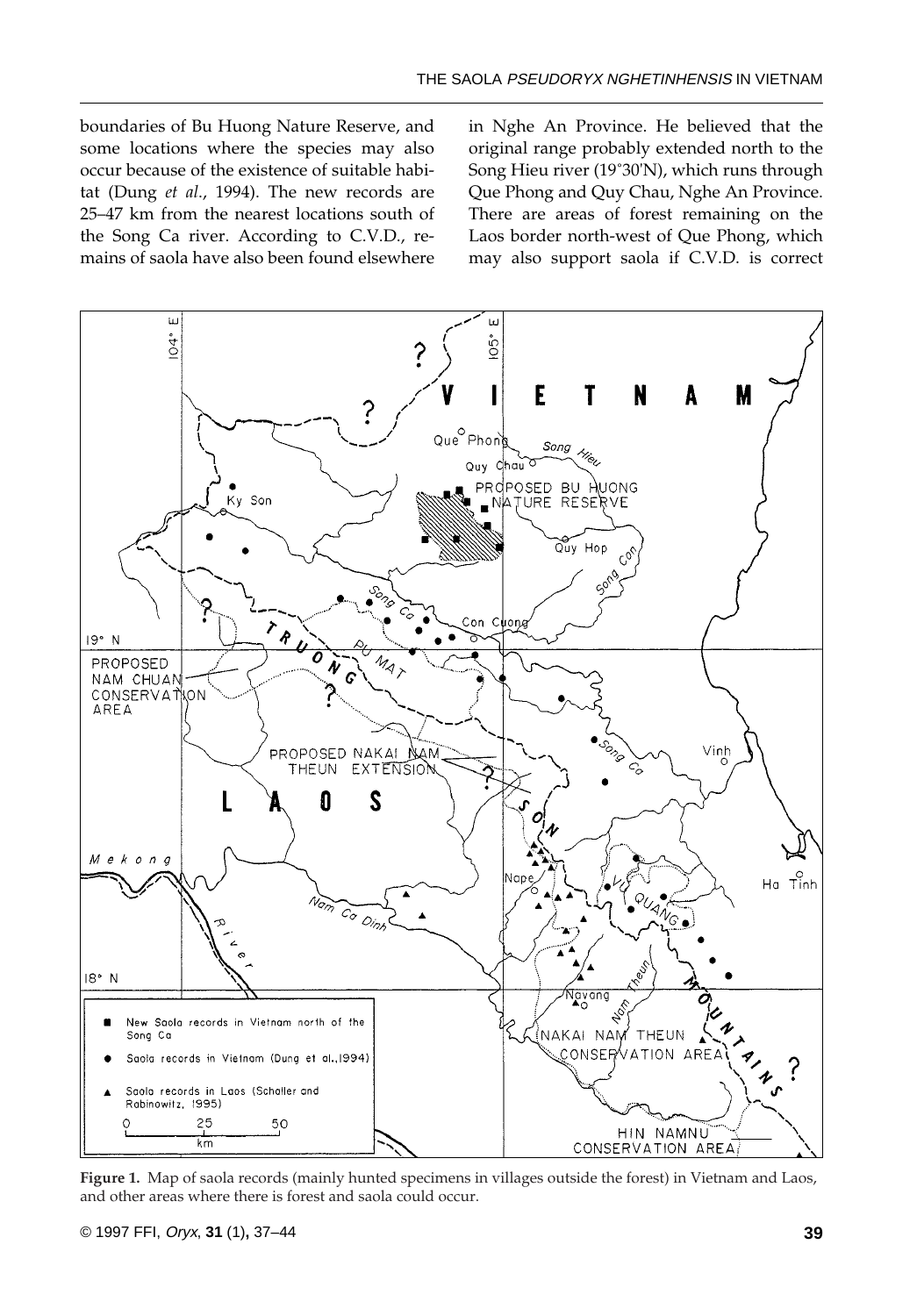boundaries of Bu Huong Nature Reserve, and some locations where the species may also occur because of the existence of suitable habitat (Dung *et al*., 1994). The new records are 25–47 km from the nearest locations south of the Song Ca river. According to C.V.D., remains of saola have also been found elsewhere in Nghe An Province. He believed that the original range probably extended north to the Song Hieu river (19°30'N), which runs through Que Phong and Quy Chau, Nghe An Province. There are areas of forest remaining on the Laos border north-west of Que Phong, which may also support saola if C.V.D. is correct

**Figure 1.** Map of saola records (mainly hunted specimens in villages outside the forest) in Vietnam and Laos, and other areas where there is forest and saola could occur.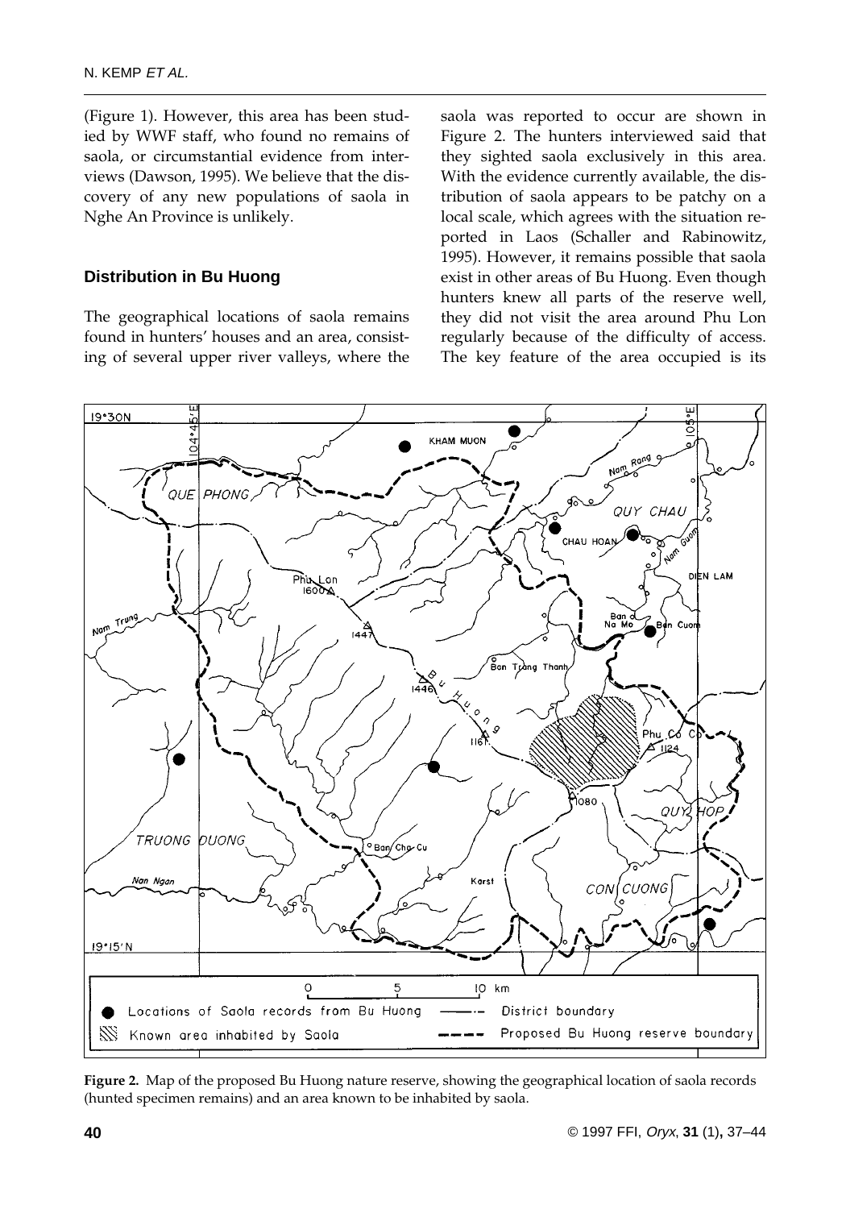(Figure 1). However, this area has been studied by WWF staff, who found no remains of saola, or circumstantial evidence from interviews (Dawson, 1995). We believe that the discovery of any new populations of saola in Nghe An Province is unlikely.

## Distribution in Bu Huong

The geographical locations of saola remains found in hunters' houses and an area, consisting of several upper river valleys, where the saola was reported to occur are shown in Figure 2. The hunters interviewed said that they sighted saola exclusively in this area. With the evidence currently available, the distribution of saola appears to be patchy on a local scale, which agrees with the situation reported in Laos (Schaller and Rabinowitz, 1995). However, it remains possible that saola exist in other areas of Bu Huong. Even though hunters knew all parts of the reserve well, they did not visit the area around Phu Lon regularly because of the difficulty of access. The key feature of the area occupied is its

**Figure 2.** Map of the proposed Bu Huong nature reserve, showing the geographical location of saola records (hunted specimen remains) and an area known to be inhabited by saola.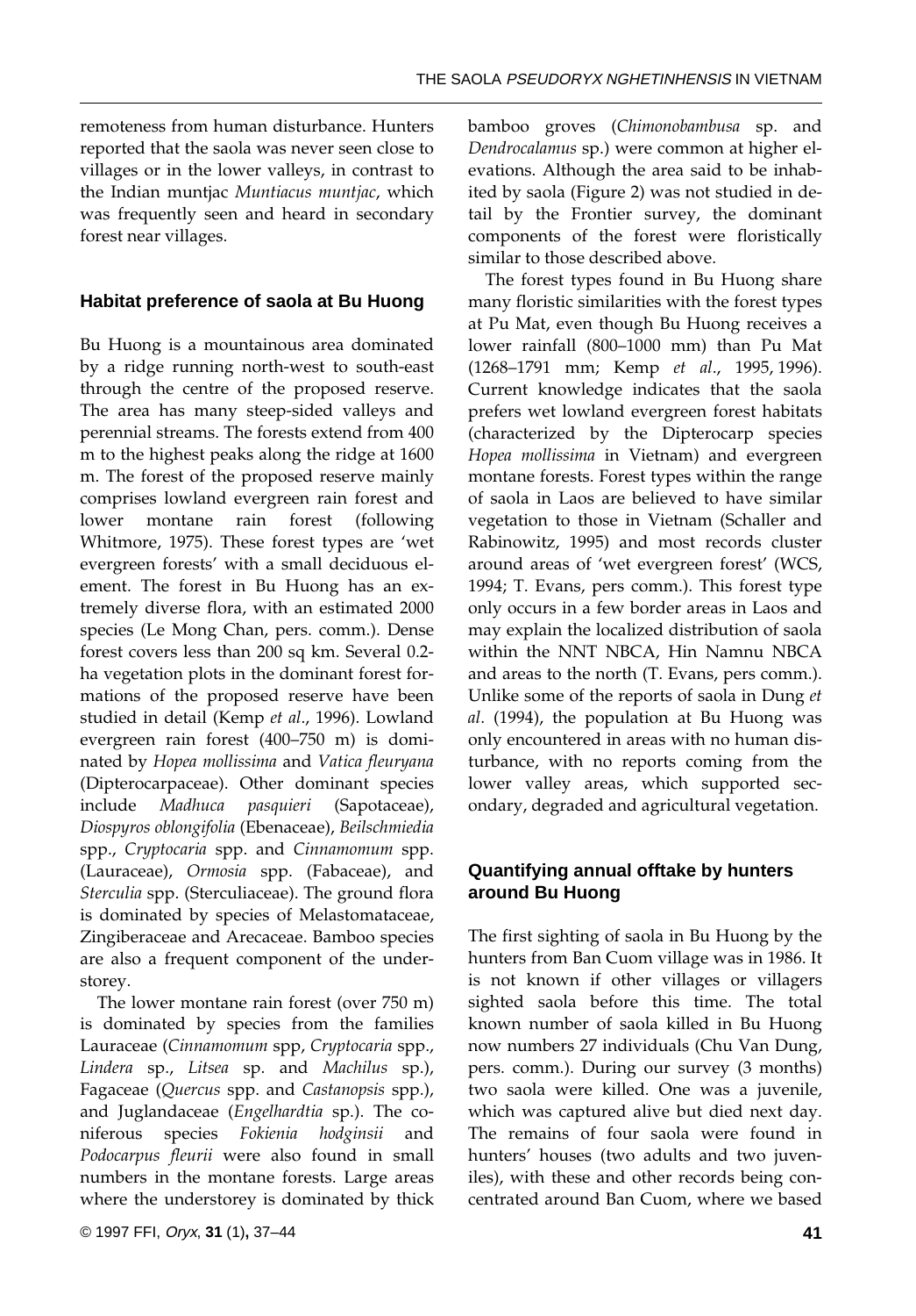remoteness from human disturbance. Hunters reported that the saola was never seen close to villages or in the lower valleys, in contrast to the Indian muntjac *Muntiacus muntjac*, which was frequently seen and heard in secondary forest near villages.

## Habitat preference of saola at Bu Huong

Bu Huong is a mountainous area dominated by a ridge running north-west to south-east through the centre of the proposed reserve. The area has many steep-sided valleys and perennial streams. The forests extend from 400 m to the highest peaks along the ridge at 1600 m. The forest of the proposed reserve mainly comprises lowland evergreen rain forest and lower montane rain forest (following Whitmore, 1975). These forest types are 'wet evergreen forests' with a small deciduous element. The forest in Bu Huong has an extremely diverse flora, with an estimated 2000 species (Le Mong Chan, pers. comm.). Dense forest covers less than 200 sq km. Several 0.2-ha vegetation plots in the dominant forest formations of the proposed reserve have been studied in detail (Kemp *et al*., 1996). Lowland evergreen rain forest (400–750 m) is dominated by *Hopea mollissima* and *Vatica fleuryana* (Dipterocarpaceae). Other dominant species include *Madhuca pasquieri* (Sapotaceae), *Diospyros oblongifolia* (Ebenaceae), *Beilschmiedia* spp., *Cryptocaria* spp. and *Cinnamomum* spp. (Lauraceae), *Ormosia* spp. (Fabaceae), and *Sterculia* spp. (Sterculiaceae). The ground flora is dominated by species of Melastomataceae, Zingiberaceae and Arecaceae. Bamboo species are also a frequent component of the understorey.

The lower montane rain forest (over 750 m) is dominated by species from the families Lauraceae (*Cinnamomum* spp, *Cryptocaria* spp., *Lindera* sp., *Litsea* sp. and *Machilus* sp.), Fagaceae (*Quercus* spp. and *Castanopsis* spp.), and Juglandaceae (*Engelhardtia* sp.). The coniferous species *Fokienia hodginsii* and *Podocarpus fleurii* were also found in small numbers in the montane forests. Large areas where the understorey is dominated by thick bamboo groves (*Chimonobambusa* sp. and *Dendrocalamus* sp.) were common at higher elevations. Although the area said to be inhabited by saola (Figure 2) was not studied in detail by the Frontier survey, the dominant components of the forest were floristically similar to those described above.

The forest types found in Bu Huong share many floristic similarities with the forest types at Pu Mat, even though Bu Huong receives a lower rainfall (800–1000 mm) than Pu Mat (1268–1791 mm; Kemp *et al*., 1995, 1996). Current knowledge indicates that the saola prefers wet lowland evergreen forest habitats (characterized by the Dipterocarp species *Hopea mollissima* in Vietnam) and evergreen montane forests. Forest types within the range of saola in Laos are believed to have similar vegetation to those in Vietnam (Schaller and Rabinowitz, 1995) and most records cluster around areas of 'wet evergreen forest' (WCS, 1994; T. Evans, pers comm.). This forest type only occurs in a few border areas in Laos and may explain the localized distribution of saola within the NNT NBCA, Hin Namnu NBCA and areas to the north (T. Evans, pers comm.). Unlike some of the reports of saola in Dung *et al*. (1994), the population at Bu Huong was only encountered in areas with no human disturbance, with no reports coming from the lower valley areas, which supported secondary, degraded and agricultural vegetation.

## Quantifying annual offtake by hunters around Bu Huong

The first sighting of saola in Bu Huong by the hunters from Ban Cuom village was in 1986. It is not known if other villages or villagers sighted saola before this time. The total known number of saola killed in Bu Huong now numbers 27 individuals (Chu Van Dung, pers. comm.). During our survey (3 months) two saola were killed. One was a juvenile, which was captured alive but died next day. The remains of four saola were found in hunters' houses (two adults and two juveniles), with these and other records being concentrated around Ban Cuom, where we based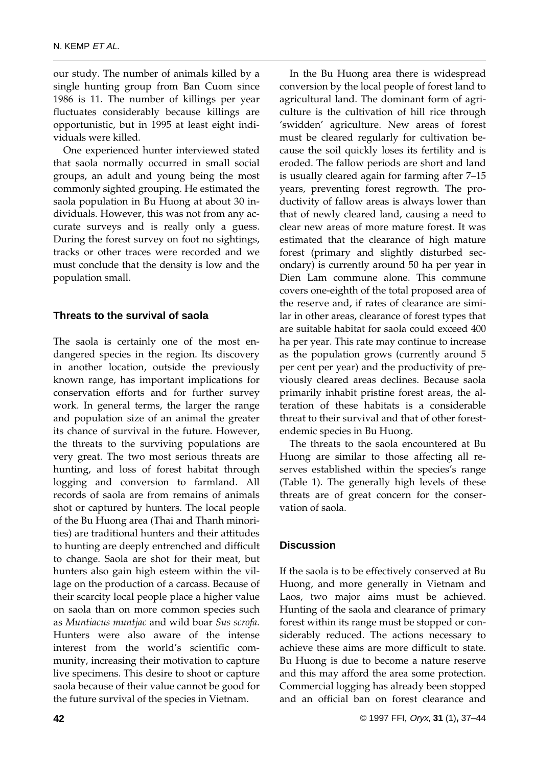our study. The number of animals killed by a single hunting group from Ban Cuom since 1986 is 11. The number of killings per year fluctuates considerably because killings are opportunistic, but in 1995 at least eight individuals were killed.

One experienced hunter interviewed stated that saola normally occurred in small social groups, an adult and young being the most commonly sighted grouping. He estimated the saola population in Bu Huong at about 30 individuals. However, this was not from any accurate surveys and is really only a guess. During the forest survey on foot no sightings, tracks or other traces were recorded and we must conclude that the density is low and the population small.

## Threats to the survival of saola

The saola is certainly one of the most endangered species in the region. Its discovery in another location, outside the previously known range, has important implications for conservation efforts and for further survey work. In general terms, the larger the range and population size of an animal the greater its chance of survival in the future. However, the threats to the surviving populations are very great. The two most serious threats are hunting, and loss of forest habitat through logging and conversion to farmland. All records of saola are from remains of animals shot or captured by hunters. The local people of the Bu Huong area (Thai and Thanh minorities) are traditional hunters and their attitudes to hunting are deeply entrenched and difficult to change. Saola are shot for their meat, but hunters also gain high esteem within the village on the production of a carcass. Because of their scarcity local people place a higher value on saola than on more common species such as *Muntiacus muntjac* and wild boar *Sus scrofa*. Hunters were also aware of the intense interest from the world's scientific community, increasing their motivation to capture live specimens. This desire to shoot or capture saola because of their value cannot be good for the future survival of the species in Vietnam.

In the Bu Huong area there is widespread conversion by the local people of forest land to agricultural land. The dominant form of agriculture is the cultivation of hill rice through 'swidden' agriculture. New areas of forest must be cleared regularly for cultivation because the soil quickly loses its fertility and is eroded. The fallow periods are short and land is usually cleared again for farming after 7–15 years, preventing forest regrowth. The productivity of fallow areas is always lower than that of newly cleared land, causing a need to clear new areas of more mature forest. It was estimated that the clearance of high mature forest (primary and slightly disturbed secondary) is currently around 50 ha per year in Dien Lam commune alone. This commune covers one-eighth of the total proposed area of the reserve and, if rates of clearance are similar in other areas, clearance of forest types that are suitable habitat for saola could exceed 400 ha per year. This rate may continue to increase as the population grows (currently around 5 per cent per year) and the productivity of previously cleared areas declines. Because saola primarily inhabit pristine forest areas, the alteration of these habitats is a considerable threat to their survival and that of other forest-endemic species in Bu Huong.

The threats to the saola encountered at Bu Huong are similar to those affecting all reserves established within the species's range (Table 1). The generally high levels of these threats are of great concern for the conservation of saola.

## Discussion

If the saola is to be effectively conserved at Bu Huong, and more generally in Vietnam and Laos, two major aims must be achieved. Hunting of the saola and clearance of primary forest within its range must be stopped or considerably reduced. The actions necessary to achieve these aims are more difficult to state. Bu Huong is due to become a nature reserve and this may afford the area some protection. Commercial logging has already been stopped and an official ban on forest clearance and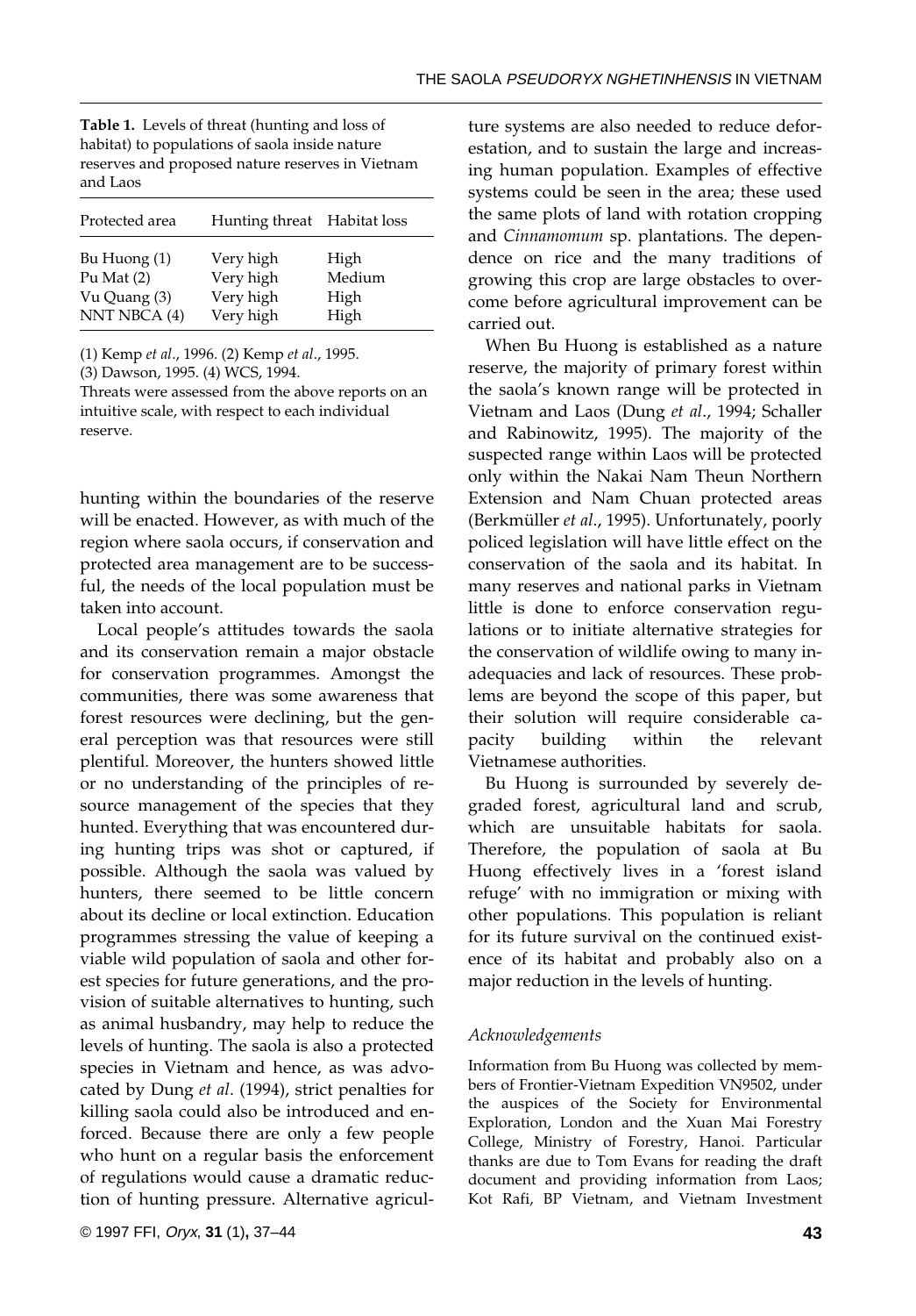**Table 1.** Levels of threat (hunting and loss of habitat) to populations of saola inside nature reserves and proposed nature reserves in Vietnam and Laos

| Protected area | Hunting threat | Habitat loss |
|---|---|---|
| Bu Huong (1) | Very high | High |
| Pu Mat (2) | Very high | Medium |
| Vu Quang (3) | Very high | High |
| NNT NBCA (4) | Very high | High |

(1) Kemp *et al*., 1996. (2) Kemp *et al*., 1995.
(3) Dawson, 1995. (4) WCS, 1994.
Threats were assessed from the above reports on an intuitive scale, with respect to each individual reserve.

hunting within the boundaries of the reserve will be enacted. However, as with much of the region where saola occurs, if conservation and protected area management are to be successful, the needs of the local population must be taken into account.

Local people's attitudes towards the saola and its conservation remain a major obstacle for conservation programmes. Amongst the communities, there was some awareness that forest resources were declining, but the general perception was that resources were still plentiful. Moreover, the hunters showed little or no understanding of the principles of resource management of the species that they hunted. Everything that was encountered during hunting trips was shot or captured, if possible. Although the saola was valued by hunters, there seemed to be little concern about its decline or local extinction. Education programmes stressing the value of keeping a viable wild population of saola and other forest species for future generations, and the provision of suitable alternatives to hunting, such as animal husbandry, may help to reduce the levels of hunting. The saola is also a protected species in Vietnam and hence, as was advocated by Dung *et al*. (1994), strict penalties for killing saola could also be introduced and enforced. Because there are only a few people who hunt on a regular basis the enforcement of regulations would cause a dramatic reduction of hunting pressure. Alternative agriculture systems are also needed to reduce deforestation, and to sustain the large and increasing human population. Examples of effective systems could be seen in the area; these used the same plots of land with rotation cropping and *Cinnamomum* sp. plantations. The dependence on rice and the many traditions of growing this crop are large obstacles to overcome before agricultural improvement can be carried out.

When Bu Huong is established as a nature reserve, the majority of primary forest within the saola's known range will be protected in Vietnam and Laos (Dung *et al*., 1994; Schaller and Rabinowitz, 1995). The majority of the suspected range within Laos will be protected only within the Nakai Nam Theun Northern Extension and Nam Chuan protected areas (Berkmüller *et al*., 1995). Unfortunately, poorly policed legislation will have little effect on the conservation of the saola and its habitat. In many reserves and national parks in Vietnam little is done to enforce conservation regulations or to initiate alternative strategies for the conservation of wildlife owing to many inadequacies and lack of resources. These problems are beyond the scope of this paper, but their solution will require considerable capacity building within the relevant Vietnamese authorities.

Bu Huong is surrounded by severely degraded forest, agricultural land and scrub, which are unsuitable habitats for saola. Therefore, the population of saola at Bu Huong effectively lives in a 'forest island refuge' with no immigration or mixing with other populations. This population is reliant for its future survival on the continued existence of its habitat and probably also on a major reduction in the levels of hunting.

### *Acknowledgements*

Information from Bu Huong was collected by members of Frontier-Vietnam Expedition VN9502, under the auspices of the Society for Environmental Exploration, London and the Xuan Mai Forestry College, Ministry of Forestry, Hanoi. Particular thanks are due to Tom Evans for reading the draft document and providing information from Laos; Kot Rafi, BP Vietnam, and Vietnam Investment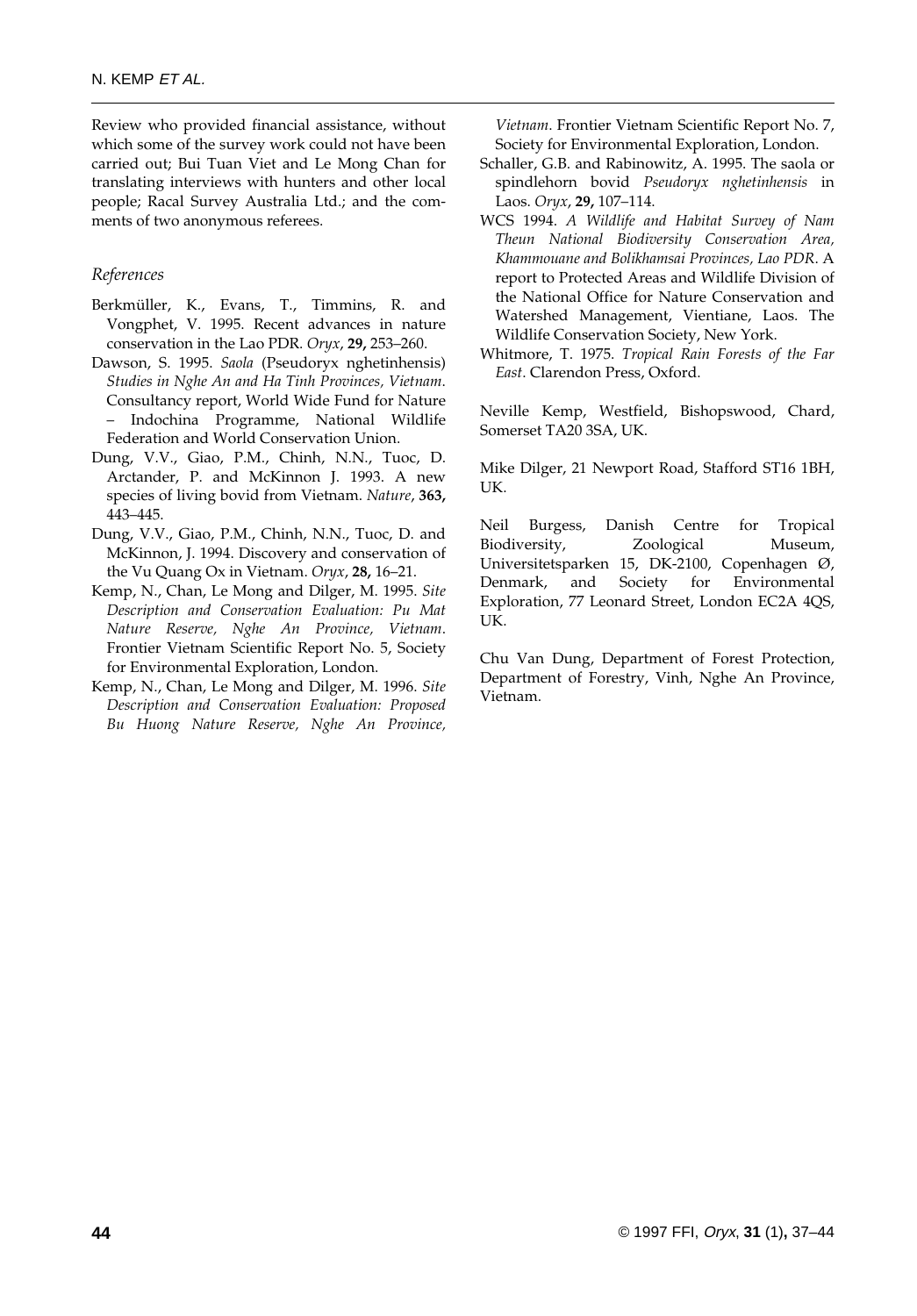Review who provided financial assistance, without which some of the survey work could not have been carried out; Bui Tuan Viet and Le Mong Chan for translating interviews with hunters and other local people; Racal Survey Australia Ltd.; and the comments of two anonymous referees.

## References

Berkmüller, K., Evans, T., Timmins, R. and Vongphet, V. 1995. Recent advances in nature conservation in the Lao PDR. *Oryx*, **29,** 253–260.

Dawson, S. 1995. *Saola* (Pseudoryx nghetinhensis) *Studies in Nghe An and Ha Tinh Provinces, Vietnam*. Consultancy report, World Wide Fund for Nature – Indochina Programme, National Wildlife Federation and World Conservation Union.

Dung, V.V., Giao, P.M., Chinh, N.N., Tuoc, D. Arctander, P. and McKinnon J. 1993. A new species of living bovid from Vietnam. *Nature*, **363,** 443–445.

Dung, V.V., Giao, P.M., Chinh, N.N., Tuoc, D. and McKinnon, J. 1994. Discovery and conservation of the Vu Quang Ox in Vietnam. *Oryx*, **28,** 16–21.

Kemp, N., Chan, Le Mong and Dilger, M. 1995. *Site Description and Conservation Evaluation: Pu Mat Nature Reserve, Nghe An Province, Vietnam*. Frontier Vietnam Scientific Report No. 5, Society for Environmental Exploration, London.

Kemp, N., Chan, Le Mong and Dilger, M. 1996. *Site Description and Conservation Evaluation: Proposed Bu Huong Nature Reserve, Nghe An Province, Vietnam*. Frontier Vietnam Scientific Report No. 7, Society for Environmental Exploration, London.

Schaller, G.B. and Rabinowitz, A. 1995. The saola or spindlehorn bovid *Pseudoryx nghetinhensis* in Laos. *Oryx*, **29,** 107–114.

WCS 1994. *A Wildlife and Habitat Survey of Nam Theun National Biodiversity Conservation Area, Khammouane and Bolikhamsai Provinces, Lao PDR*. A report to Protected Areas and Wildlife Division of the National Office for Nature Conservation and Watershed Management, Vientiane, Laos. The Wildlife Conservation Society, New York.

Whitmore, T. 1975. *Tropical Rain Forests of the Far East*. Clarendon Press, Oxford.

Neville Kemp, Westfield, Bishopswood, Chard, Somerset TA20 3SA, UK.

Mike Dilger, 21 Newport Road, Stafford ST16 1BH, UK.

Neil Burgess, Danish Centre for Tropical Biodiversity, Zoological Museum, Universitetsparken 15, DK-2100, Copenhagen Ø, Denmark, and Society for Environmental Exploration, 77 Leonard Street, London EC2A 4QS, UK.

Chu Van Dung, Department of Forest Protection, Department of Forestry, Vinh, Nghe An Province, Vietnam.